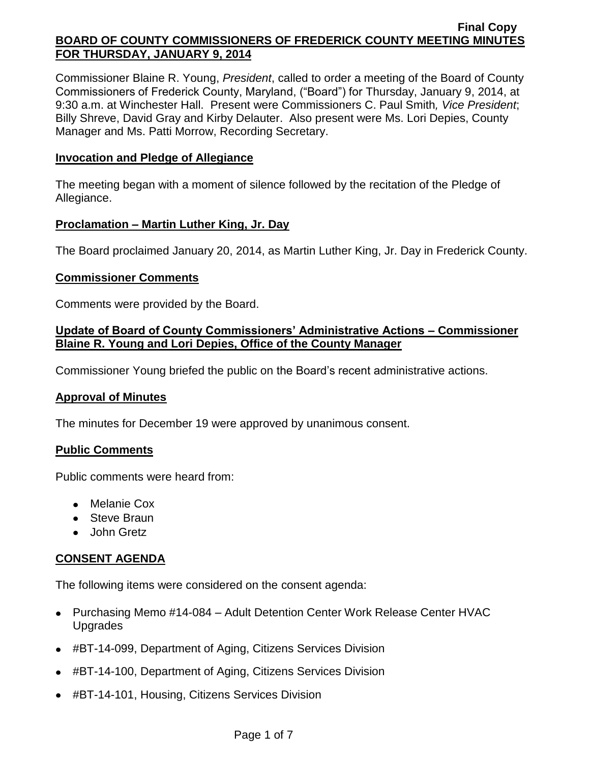**Final Copy**

# BOARD OF COUNTY COMMISSIONERS OF FREDERICK COUNTY MEETING MINUTES FOR THURSDAY, JANUARY 9, 2014

Commissioner Blaine R. Young, *President*, called to order a meeting of the Board of County Commissioners of Frederick County, Maryland, ("Board") for Thursday, January 9, 2014, at 9:30 a.m. at Winchester Hall. Present were Commissioners C. Paul Smith*, Vice President*; Billy Shreve, David Gray and Kirby Delauter. Also present were Ms. Lori Depies, County Manager and Ms. Patti Morrow, Recording Secretary.

## Invocation and Pledge of Allegiance

The meeting began with a moment of silence followed by the recitation of the Pledge of Allegiance.

## Proclamation – Martin Luther King, Jr. Day

The Board proclaimed January 20, 2014, as Martin Luther King, Jr. Day in Frederick County.

## Commissioner Comments

Comments were provided by the Board.

## Update of Board of County Commissioners' Administrative Actions – Commissioner Blaine R. Young and Lori Depies, Office of the County Manager

Commissioner Young briefed the public on the Board's recent administrative actions.

## Approval of Minutes

The minutes for December 19 were approved by unanimous consent.

## Public Comments

Public comments were heard from:

- Melanie Cox
- Steve Braun
- John Gretz

## CONSENT AGENDA

The following items were considered on the consent agenda:

- Purchasing Memo #14-084 – Adult Detention Center Work Release Center HVAC Upgrades
- #BT-14-099, Department of Aging, Citizens Services Division
- #BT-14-100, Department of Aging, Citizens Services Division
- #BT-14-101, Housing, Citizens Services Division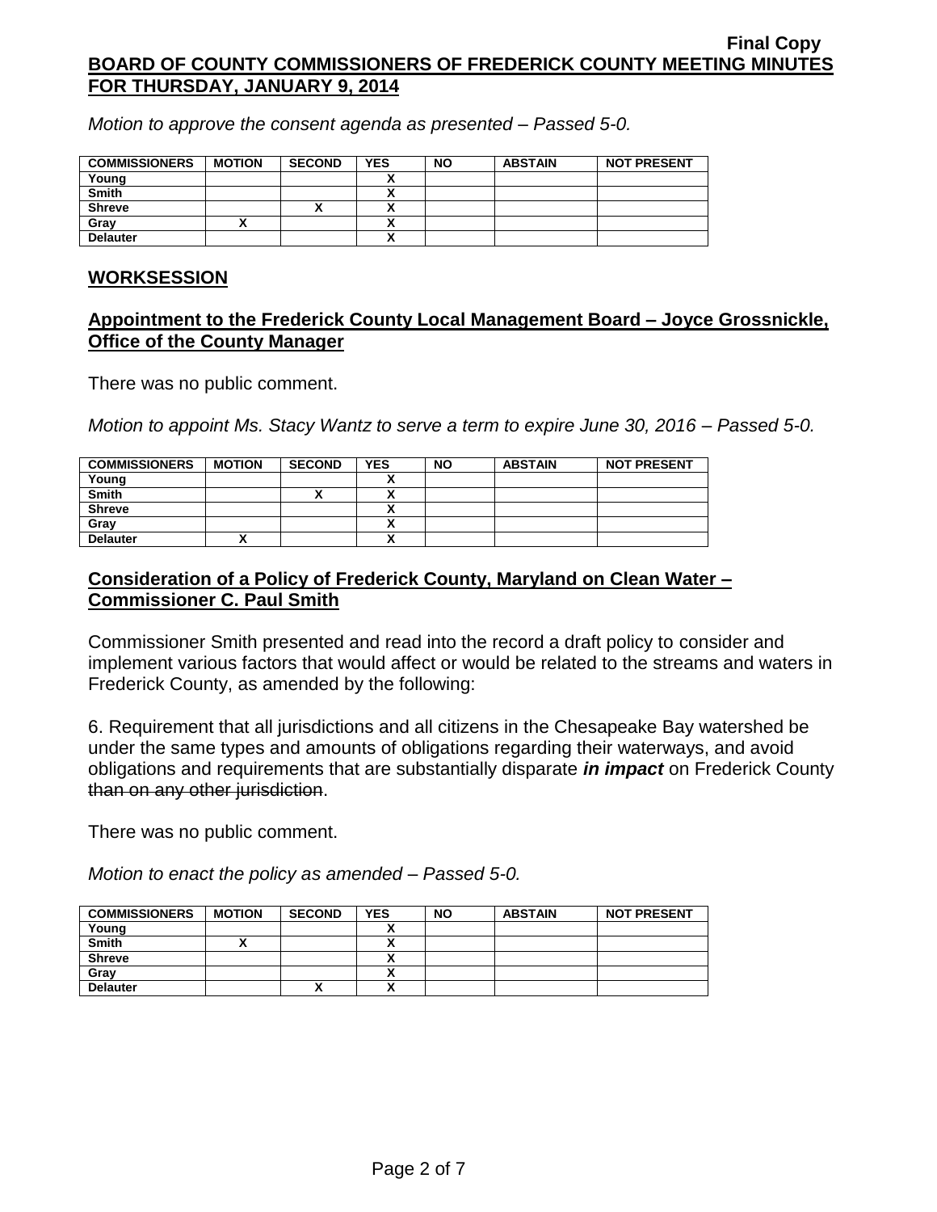**Final Copy**

**BOARD OF COUNTY COMMISSIONERS OF FREDERICK COUNTY MEETING MINUTES FOR THURSDAY, JANUARY 9, 2014**

*Motion to approve the consent agenda as presented – Passed 5-0.*

| COMMISSIONERS | MOTION | SECOND | YES | NO | ABSTAIN | NOT PRESENT |
|---|---|---|---|---|---|---|
| Young | | | X | | | |
| Smith | | | X | | | |
| Shreve | | X | X | | | |
| Gray | X | | X | | | |
| Delauter | | | X | | | |

## WORKSESSION

### Appointment to the Frederick County Local Management Board – Joyce Grossnickle, Office of the County Manager

There was no public comment.

*Motion to appoint Ms. Stacy Wantz to serve a term to expire June 30, 2016 – Passed 5-0.*

| COMMISSIONERS | MOTION | SECOND | YES | NO | ABSTAIN | NOT PRESENT |
|---|---|---|---|---|---|---|
| Young | | | X | | | |
| Smith | | X | X | | | |
| Shreve | | | X | | | |
| Gray | | | X | | | |
| Delauter | X | | X | | | |

### Consideration of a Policy of Frederick County, Maryland on Clean Water – Commissioner C. Paul Smith

Commissioner Smith presented and read into the record a draft policy to consider and implement various factors that would affect or would be related to the streams and waters in Frederick County, as amended by the following:

6. Requirement that all jurisdictions and all citizens in the Chesapeake Bay watershed be under the same types and amounts of obligations regarding their waterways, and avoid obligations and requirements that are substantially disparate ***in impact*** on Frederick County ~~than on any other jurisdiction~~.

There was no public comment.

*Motion to enact the policy as amended – Passed 5-0.*

| COMMISSIONERS | MOTION | SECOND | YES | NO | ABSTAIN | NOT PRESENT |
|---|---|---|---|---|---|---|
| Young | | | X | | | |
| Smith | X | | X | | | |
| Shreve | | | X | | | |
| Gray | | | X | | | |
| Delauter | | X | X | | | |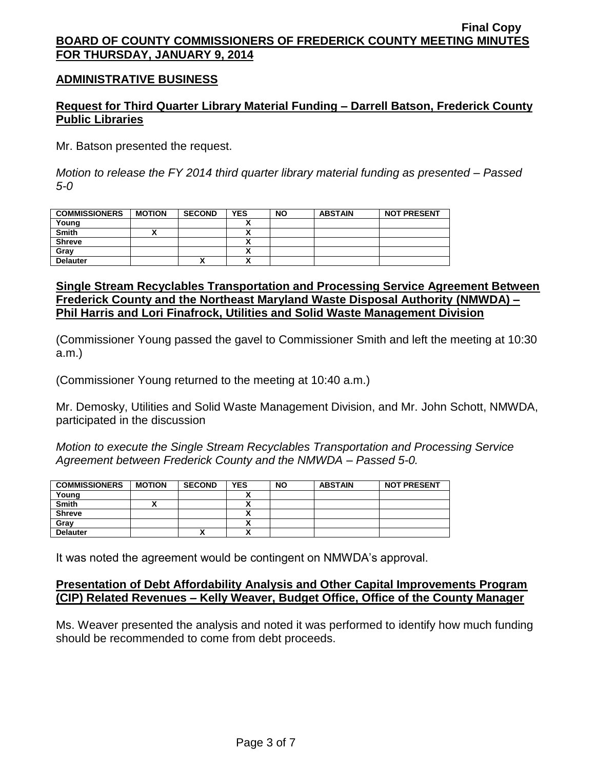## ADMINISTRATIVE BUSINESS

### Request for Third Quarter Library Material Funding – Darrell Batson, Frederick County Public Libraries

Mr. Batson presented the request.

*Motion to release the FY 2014 third quarter library material funding as presented – Passed 5-0*

| COMMISSIONERS | MOTION | SECOND | YES | NO | ABSTAIN | NOT PRESENT |
|---|---|---|---|---|---|---|
| Young | | | X | | | |
| Smith | X | | X | | | |
| Shreve | | | X | | | |
| Gray | | | X | | | |
| Delauter | | X | X | | | |

### Single Stream Recyclables Transportation and Processing Service Agreement Between Frederick County and the Northeast Maryland Waste Disposal Authority (NMWDA) – Phil Harris and Lori Finafrock, Utilities and Solid Waste Management Division

(Commissioner Young passed the gavel to Commissioner Smith and left the meeting at 10:30 a.m.)

(Commissioner Young returned to the meeting at 10:40 a.m.)

Mr. Demosky, Utilities and Solid Waste Management Division, and Mr. John Schott, NMWDA, participated in the discussion

*Motion to execute the Single Stream Recyclables Transportation and Processing Service Agreement between Frederick County and the NMWDA – Passed 5-0.*

| COMMISSIONERS | MOTION | SECOND | YES | NO | ABSTAIN | NOT PRESENT |
|---|---|---|---|---|---|---|
| Young | | | X | | | |
| Smith | X | | X | | | |
| Shreve | | | X | | | |
| Gray | | | X | | | |
| Delauter | | X | X | | | |

It was noted the agreement would be contingent on NMWDA's approval.

### Presentation of Debt Affordability Analysis and Other Capital Improvements Program (CIP) Related Revenues – Kelly Weaver, Budget Office, Office of the County Manager

Ms. Weaver presented the analysis and noted it was performed to identify how much funding should be recommended to come from debt proceeds.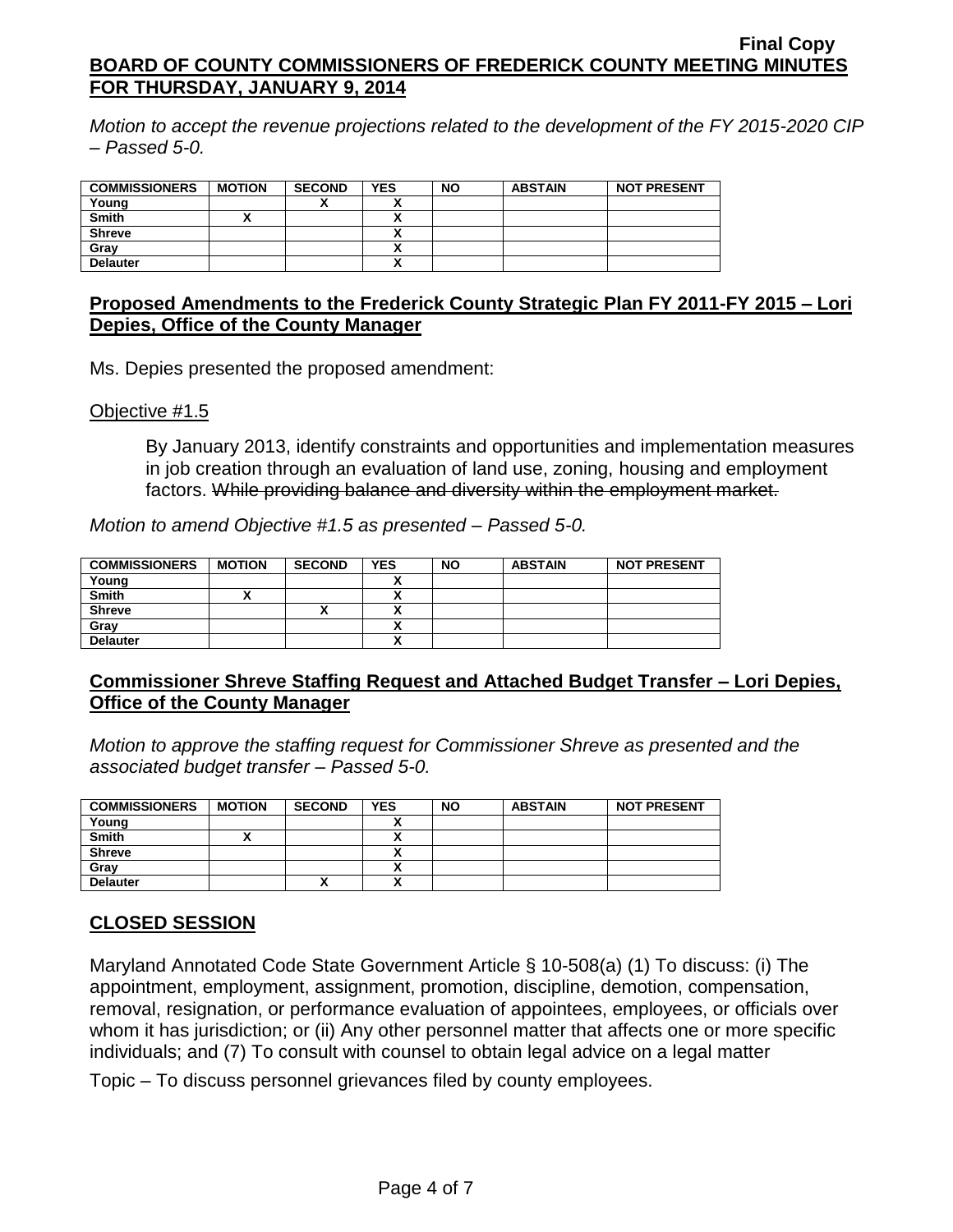*Motion to accept the revenue projections related to the development of the FY 2015-2020 CIP – Passed 5-0.*

| COMMISSIONERS | MOTION | SECOND | YES | NO | ABSTAIN | NOT PRESENT |
|---|---|---|---|---|---|---|
| Young | | X | X | | | |
| Smith | X | | X | | | |
| Shreve | | | X | | | |
| Gray | | | X | | | |
| Delauter | | | X | | | |

## **Proposed Amendments to the Frederick County Strategic Plan FY 2011-FY 2015 – Lori Depies, Office of the County Manager**

Ms. Depies presented the proposed amendment:

Objective #1.5

> By January 2013, identify constraints and opportunities and implementation measures in job creation through an evaluation of land use, zoning, housing and employment factors. ~~While providing balance and diversity within the employment market.~~

*Motion to amend Objective #1.5 as presented – Passed 5-0.*

| COMMISSIONERS | MOTION | SECOND | YES | NO | ABSTAIN | NOT PRESENT |
|---|---|---|---|---|---|---|
| Young | | | X | | | |
| Smith | X | | X | | | |
| Shreve | | X | X | | | |
| Gray | | | X | | | |
| Delauter | | | X | | | |

## **Commissioner Shreve Staffing Request and Attached Budget Transfer – Lori Depies, Office of the County Manager**

*Motion to approve the staffing request for Commissioner Shreve as presented and the associated budget transfer – Passed 5-0.*

| COMMISSIONERS | MOTION | SECOND | YES | NO | ABSTAIN | NOT PRESENT |
|---|---|---|---|---|---|---|
| Young | | | X | | | |
| Smith | X | | X | | | |
| Shreve | | | X | | | |
| Gray | | | X | | | |
| Delauter | | X | X | | | |

## **CLOSED SESSION**

Maryland Annotated Code State Government Article § 10-508(a) (1) To discuss: (i) The appointment, employment, assignment, promotion, discipline, demotion, compensation, removal, resignation, or performance evaluation of appointees, employees, or officials over whom it has jurisdiction; or (ii) Any other personnel matter that affects one or more specific individuals; and (7) To consult with counsel to obtain legal advice on a legal matter

Topic – To discuss personnel grievances filed by county employees.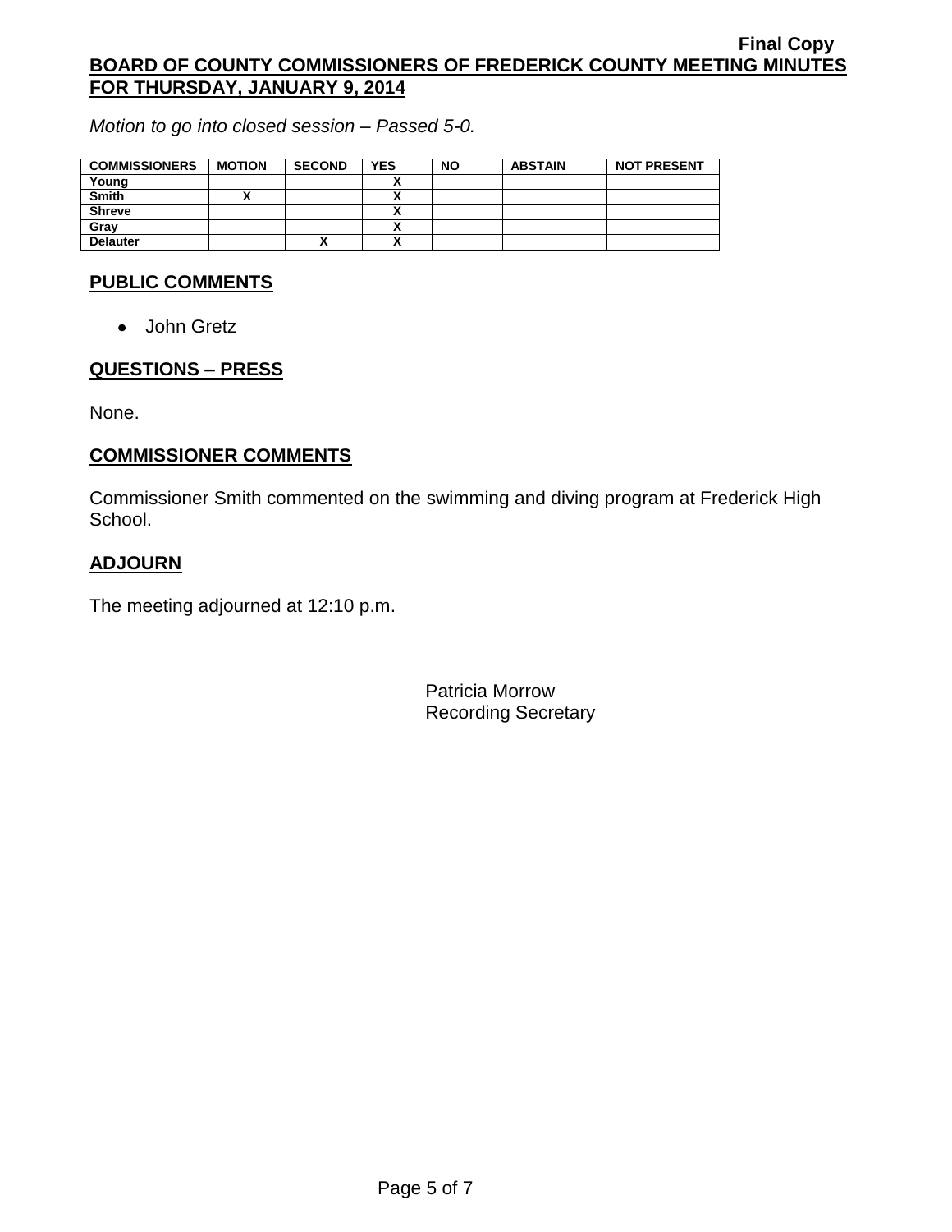*Motion to go into closed session – Passed 5-0.*

| COMMISSIONERS | MOTION | SECOND | YES | NO | ABSTAIN | NOT PRESENT |
|---|---|---|---|---|---|---|
| Young | | | X | | | |
| Smith | X | | X | | | |
| Shreve | | | X | | | |
| Gray | | | X | | | |
| Delauter | | X | X | | | |

## PUBLIC COMMENTS

- John Gretz

## QUESTIONS – PRESS

None.

## COMMISSIONER COMMENTS

Commissioner Smith commented on the swimming and diving program at Frederick High School.

## ADJOURN

The meeting adjourned at 12:10 p.m.

Patricia Morrow
Recording Secretary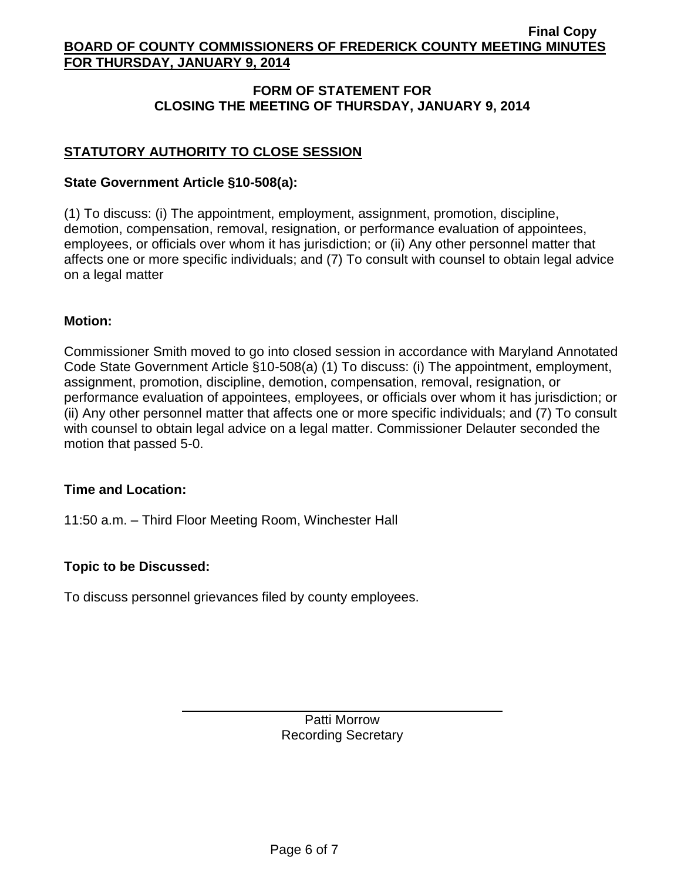## FORM OF STATEMENT FOR CLOSING THE MEETING OF THURSDAY, JANUARY 9, 2014

### STATUTORY AUTHORITY TO CLOSE SESSION

**State Government Article §10-508(a):**

(1) To discuss: (i) The appointment, employment, assignment, promotion, discipline, demotion, compensation, removal, resignation, or performance evaluation of appointees, employees, or officials over whom it has jurisdiction; or (ii) Any other personnel matter that affects one or more specific individuals; and (7) To consult with counsel to obtain legal advice on a legal matter

**Motion:**

Commissioner Smith moved to go into closed session in accordance with Maryland Annotated Code State Government Article §10-508(a) (1) To discuss: (i) The appointment, employment, assignment, promotion, discipline, demotion, compensation, removal, resignation, or performance evaluation of appointees, employees, or officials over whom it has jurisdiction; or (ii) Any other personnel matter that affects one or more specific individuals; and (7) To consult with counsel to obtain legal advice on a legal matter. Commissioner Delauter seconded the motion that passed 5-0.

**Time and Location:**

11:50 a.m. – Third Floor Meeting Room, Winchester Hall

**Topic to be Discussed:**

To discuss personnel grievances filed by county employees.

Patti Morrow
Recording Secretary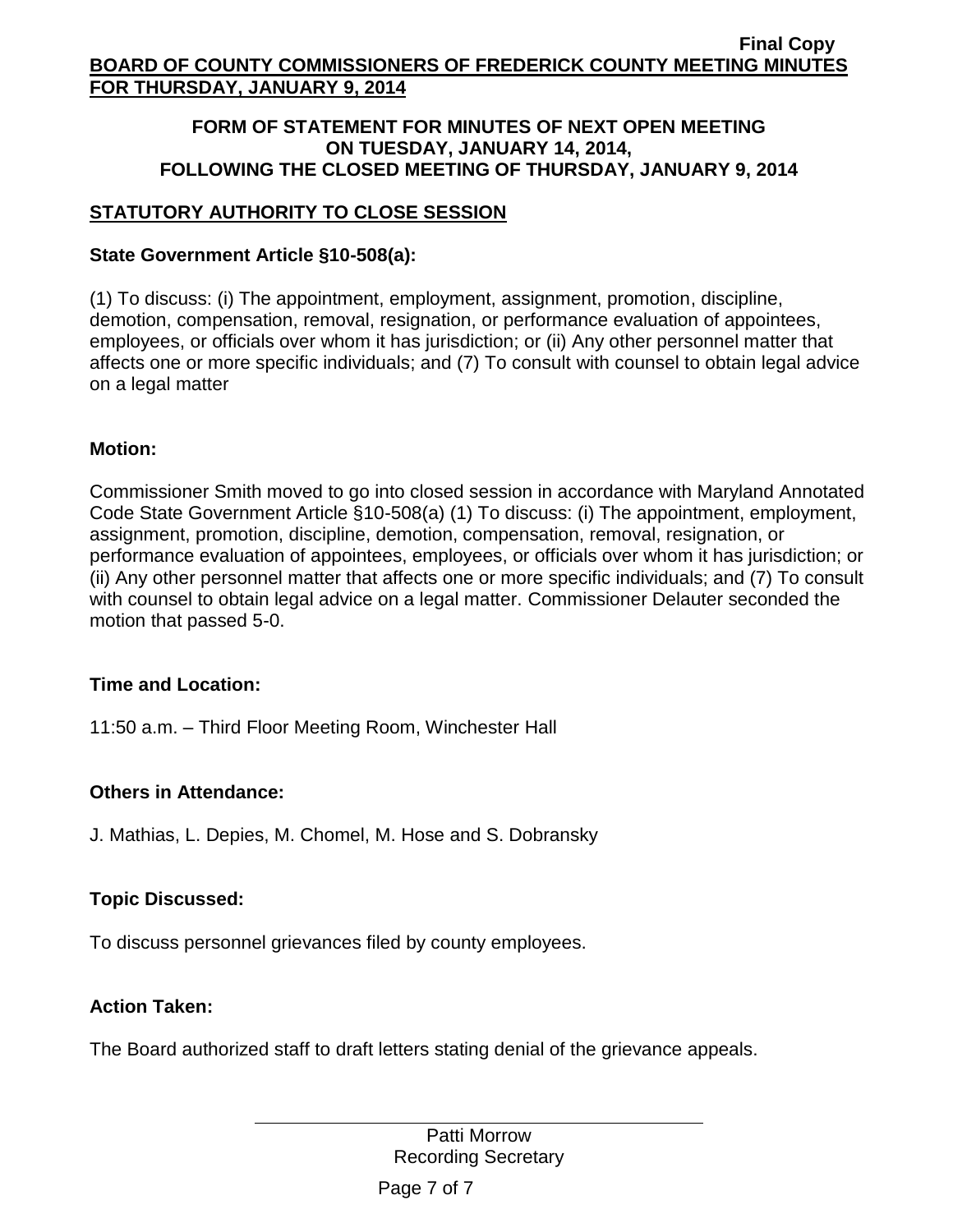## FORM OF STATEMENT FOR MINUTES OF NEXT OPEN MEETING ON TUESDAY, JANUARY 14, 2014, FOLLOWING THE CLOSED MEETING OF THURSDAY, JANUARY 9, 2014

### STATUTORY AUTHORITY TO CLOSE SESSION

**State Government Article §10-508(a):**

(1) To discuss: (i) The appointment, employment, assignment, promotion, discipline, demotion, compensation, removal, resignation, or performance evaluation of appointees, employees, or officials over whom it has jurisdiction; or (ii) Any other personnel matter that affects one or more specific individuals; and (7) To consult with counsel to obtain legal advice on a legal matter

**Motion:**

Commissioner Smith moved to go into closed session in accordance with Maryland Annotated Code State Government Article §10-508(a) (1) To discuss: (i) The appointment, employment, assignment, promotion, discipline, demotion, compensation, removal, resignation, or performance evaluation of appointees, employees, or officials over whom it has jurisdiction; or (ii) Any other personnel matter that affects one or more specific individuals; and (7) To consult with counsel to obtain legal advice on a legal matter. Commissioner Delauter seconded the motion that passed 5-0.

**Time and Location:**

11:50 a.m. – Third Floor Meeting Room, Winchester Hall

**Others in Attendance:**

J. Mathias, L. Depies, M. Chomel, M. Hose and S. Dobransky

**Topic Discussed:**

To discuss personnel grievances filed by county employees.

**Action Taken:**

The Board authorized staff to draft letters stating denial of the grievance appeals.

Patti Morrow
Recording Secretary